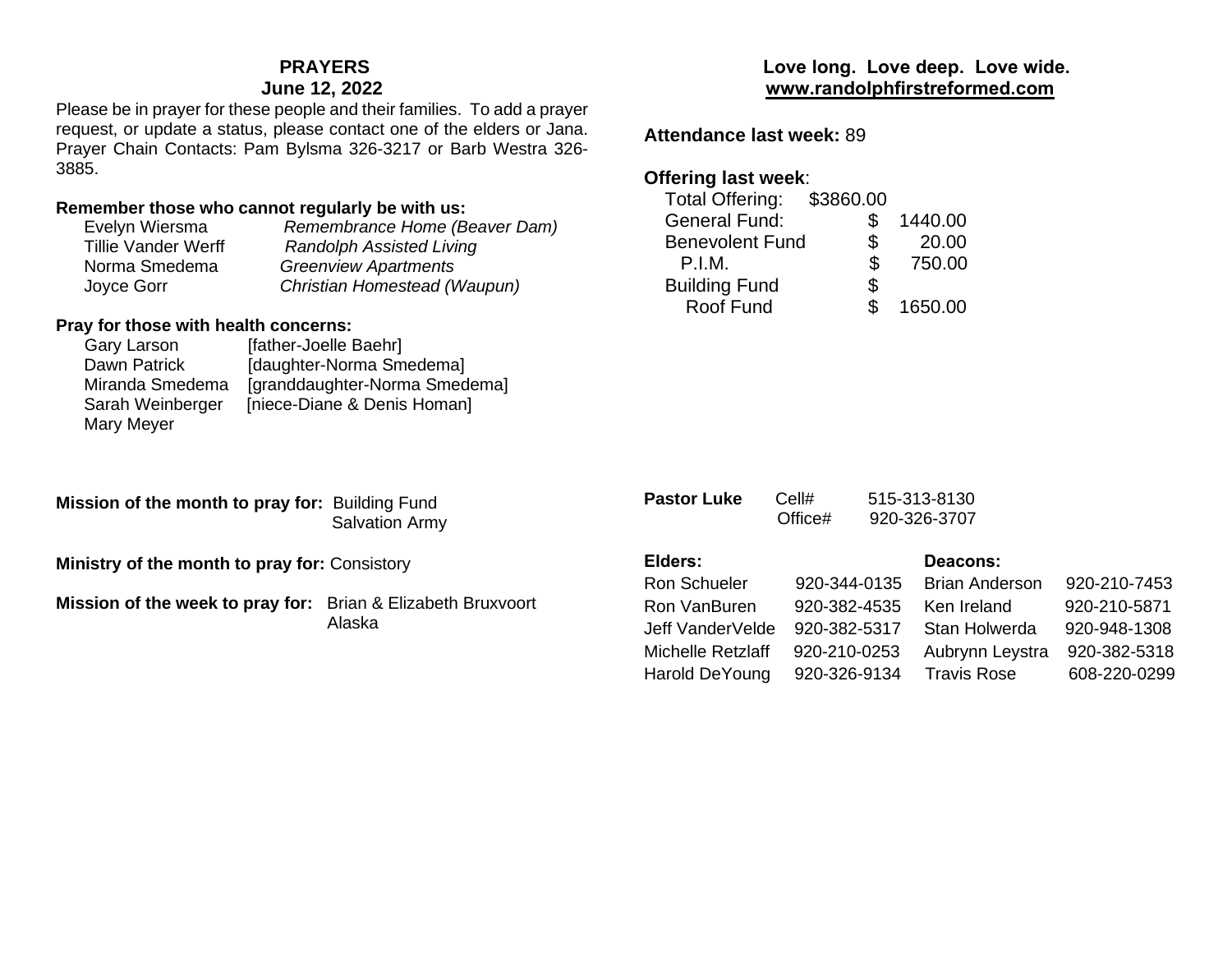## PRAYERS
### June 12, 2022

Please be in prayer for these people and their families. To add a prayer request, or update a status, please contact one of the elders or Jana. Prayer Chain Contacts: Pam Bylsma 326-3217 or Barb Westra 326-3885.

**Remember those who cannot regularly be with us:**

| | |
|---|---|
| Evelyn Wiersma | *Remembrance Home (Beaver Dam)* |
| Tillie Vander Werff | *Randolph Assisted Living* |
| Norma Smedema | *Greenview Apartments* |
| Joyce Gorr | *Christian Homestead (Waupun)* |

**Pray for those with health concerns:**

| | |
|---|---|
| Gary Larson | [father-Joelle Baehr] |
| Dawn Patrick | [daughter-Norma Smedema] |
| Miranda Smedema | [granddaughter-Norma Smedema] |
| Sarah Weinberger | [niece-Diane & Denis Homan] |
| Mary Meyer | |

**Mission of the month to pray for:** Building Fund
Salvation Army

**Ministry of the month to pray for:** Consistory

**Mission of the week to pray for:** Brian & Elizabeth Bruxvoort
Alaska

**Love long. Love deep. Love wide.**
**www.randolphfirstreformed.com**

**Attendance last week:** 89

**Offering last week**:

| | |
|---|---|
| Total Offering: | $3860.00 |
| General Fund: | $ 1440.00 |
| Benevolent Fund | $ 20.00 |
| P.I.M. | $ 750.00 |
| Building Fund | $ |
| Roof Fund | $ 1650.00 |

**Pastor Luke** Cell# 515-313-8130
Office# 920-326-3707

| **Elders:** | | **Deacons:** | |
|---|---|---|---|
| Ron Schueler | 920-344-0135 | Brian Anderson | 920-210-7453 |
| Ron VanBuren | 920-382-4535 | Ken Ireland | 920-210-5871 |
| Jeff VanderVelde | 920-382-5317 | Stan Holwerda | 920-948-1308 |
| Michelle Retzlaff | 920-210-0253 | Aubrynn Leystra | 920-382-5318 |
| Harold DeYoung | 920-326-9134 | Travis Rose | 608-220-0299 |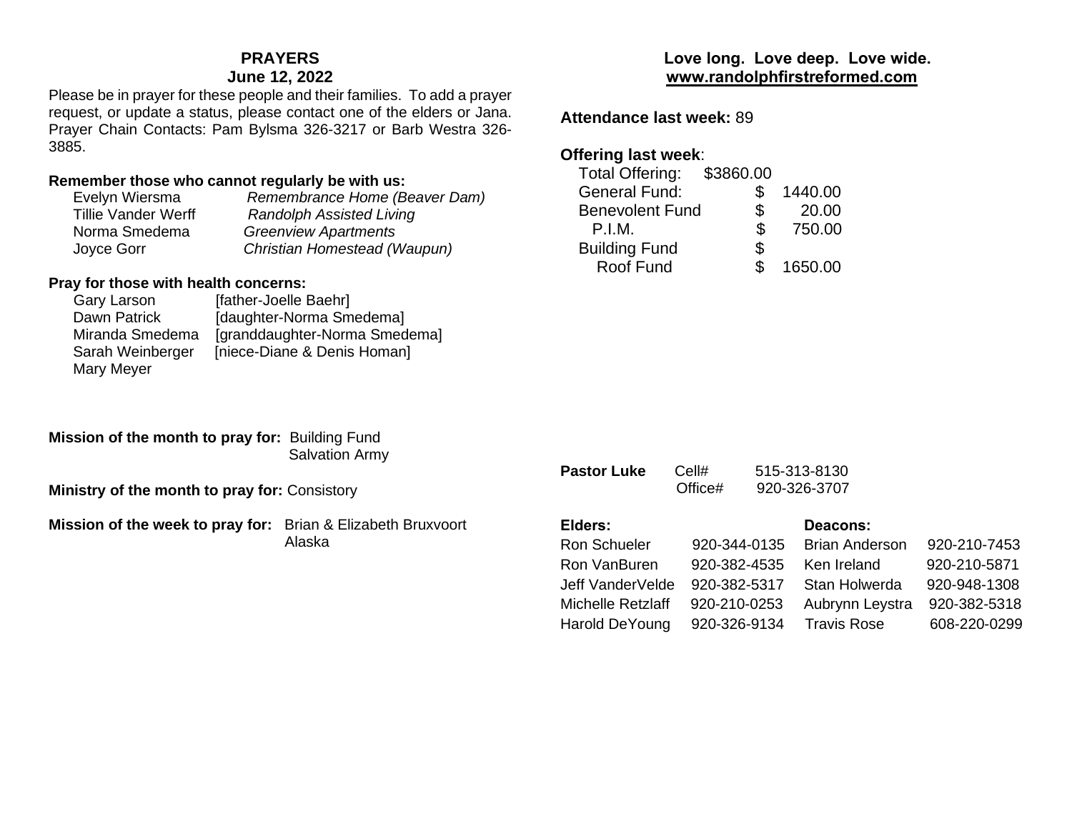## PRAYERS
### June 12, 2022

Please be in prayer for these people and their families. To add a prayer request, or update a status, please contact one of the elders or Jana. Prayer Chain Contacts: Pam Bylsma 326-3217 or Barb Westra 326-3885.

**Remember those who cannot regularly be with us:**

| | |
|---|---|
| Evelyn Wiersma | *Remembrance Home (Beaver Dam)* |
| Tillie Vander Werff | *Randolph Assisted Living* |
| Norma Smedema | *Greenview Apartments* |
| Joyce Gorr | *Christian Homestead (Waupun)* |

**Pray for those with health concerns:**

| | |
|---|---|
| Gary Larson | [father-Joelle Baehr] |
| Dawn Patrick | [daughter-Norma Smedema] |
| Miranda Smedema | [granddaughter-Norma Smedema] |
| Sarah Weinberger | [niece-Diane & Denis Homan] |
| Mary Meyer | |

**Mission of the month to pray for:** Building Fund
Salvation Army

**Ministry of the month to pray for:** Consistory

**Mission of the week to pray for:** Brian & Elizabeth Bruxvoort
Alaska

**Love long. Love deep. Love wide.**
**www.randolphfirstreformed.com**

**Attendance last week:** 89

**Offering last week**:

| | |
|---|---|
| Total Offering: | $3860.00 |
| General Fund: | $ 1440.00 |
| Benevolent Fund | $ 20.00 |
| P.I.M. | $ 750.00 |
| Building Fund | $ |
| Roof Fund | $ 1650.00 |

**Pastor Luke** Cell# 515-313-8130
Office# 920-326-3707

| **Elders:** | | **Deacons:** | |
|---|---|---|---|
| Ron Schueler | 920-344-0135 | Brian Anderson | 920-210-7453 |
| Ron VanBuren | 920-382-4535 | Ken Ireland | 920-210-5871 |
| Jeff VanderVelde | 920-382-5317 | Stan Holwerda | 920-948-1308 |
| Michelle Retzlaff | 920-210-0253 | Aubrynn Leystra | 920-382-5318 |
| Harold DeYoung | 920-326-9134 | Travis Rose | 608-220-0299 |